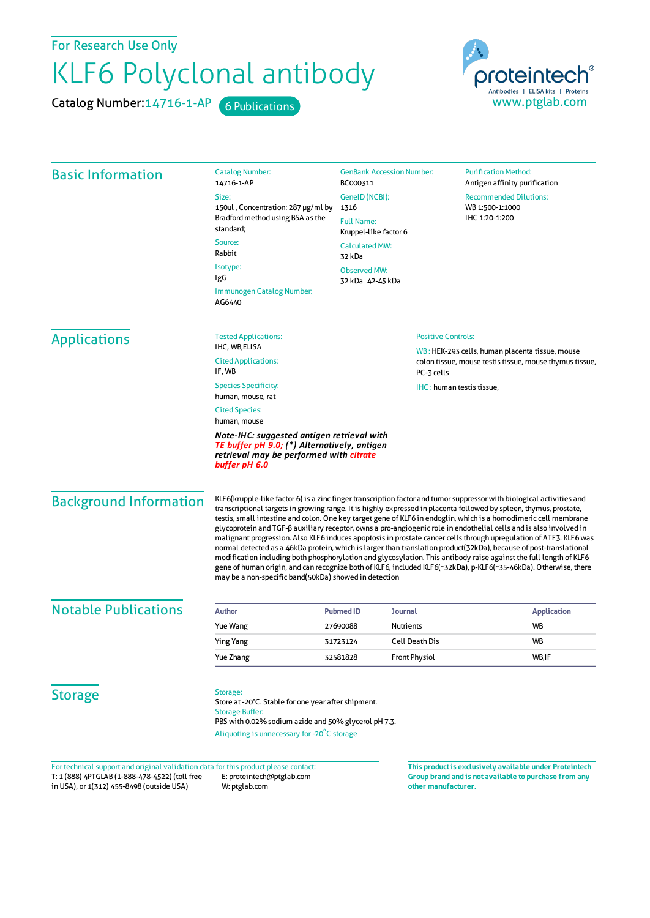For Research Use Only

# KLF6 Polyclonal antibody

Catalog Number: 14716-1-AP   6 Publications

proteintech® Antibodies | ELISA kits | Proteins
www.ptglab.com

## Basic Information

Catalog Number:
14716-1-AP

Size:
150ul , Concentration: 287 μg/ml by Bradford method using BSA as the standard;

Source:
Rabbit

Isotype:
IgG

Immunogen Catalog Number:
AG6440

GenBank Accession Number:
BC000311

GeneID (NCBI):
1316

Full Name:
Kruppel-like factor 6

Calculated MW:
32 kDa

Observed MW:
32 kDa 42-45 kDa

Purification Method:
Antigen affinity purification

Recommended Dilutions:
WB 1:500-1:1000
IHC 1:20-1:200

## Applications

Tested Applications:
IHC, WB,ELISA

Cited Applications:
IF, WB

Species Specificity:
human, mouse, rat

Cited Species:
human, mouse

***Note-IHC: suggested antigen retrieval with TE buffer pH 9.0; (\*) Alternatively, antigen retrieval may be performed with citrate buffer pH 6.0***

Positive Controls:

WB : HEK-293 cells, human placenta tissue, mouse colon tissue, mouse testis tissue, mouse thymus tissue, PC-3 cells

IHC : human testis tissue,

## Background Information

KLF6(krupple-like factor 6) is a zinc finger transcription factor and tumor suppressor with biological activities and transcriptional targets in growing range. It is highly expressed in placenta followed by spleen, thymus, prostate, testis, small intestine and colon. One key target gene of KLF6 in endoglin, which is a homodimeric cell membrane glycoprotein and TGF-β auxiliary receptor, owns a pro-angiogenic role in endothelial cells and is also involved in malignant progression. Also KLF6 induces apoptosis in prostate cancer cells through upregulation of ATF3. KLF6 was normal detected as a 46kDa protein, which is larger than translation product(32kDa), because of post-translational modification including both phosphorylation and glycosylation. This antibody raise against the full length of KLF6 gene of human origin, and can recognize both of KLF6, included KLF6(~32kDa), p-KLF6(~35-46kDa). Otherwise, there may be a non-specific band(50kDa) showed in detection

## Notable Publications

| Author | Pubmed ID | Journal | Application |
|---|---|---|---|
| Yue Wang | 27690088 | Nutrients | WB |
| Ying Yang | 31723124 | Cell Death Dis | WB |
| Yue Zhang | 32581828 | Front Physiol | WB,IF |

## Storage

Storage:
Store at -20°C. Stable for one year after shipment.

Storage Buffer:
PBS with 0.02% sodium azide and 50% glycerol pH 7.3.

Aliquoting is unnecessary for -20°C storage

For technical support and original validation data for this product please contact:
T: 1 (888) 4PTGLAB (1-888-478-4522) (toll free in USA), or 1(312) 455-8498 (outside USA)
E: proteintech@ptglab.com
W: ptglab.com

**This product is exclusively available under Proteintech Group brand and is not available to purchase from any other manufacturer.**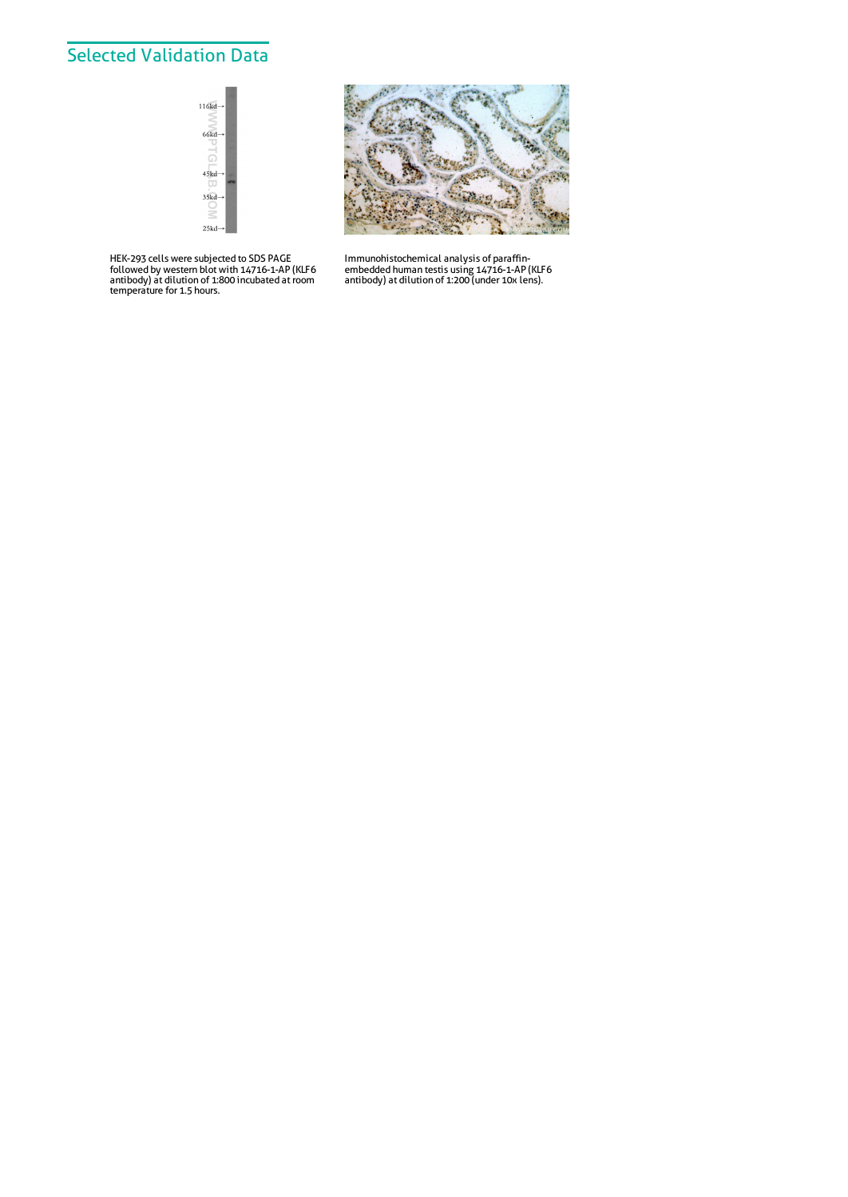## Selected Validation Data

116kd→
66kd→
45kd→
35kd→
25kd→

HEK-293 cells were subjected to SDS PAGE followed by western blot with 14716-1-AP (KLF6 antibody) at dilution of 1:800 incubated at room temperature for 1.5 hours.

Immunohistochemical analysis of paraffin-embedded human testis using 14716-1-AP (KLF6 antibody) at dilution of 1:200 (under 10x lens).